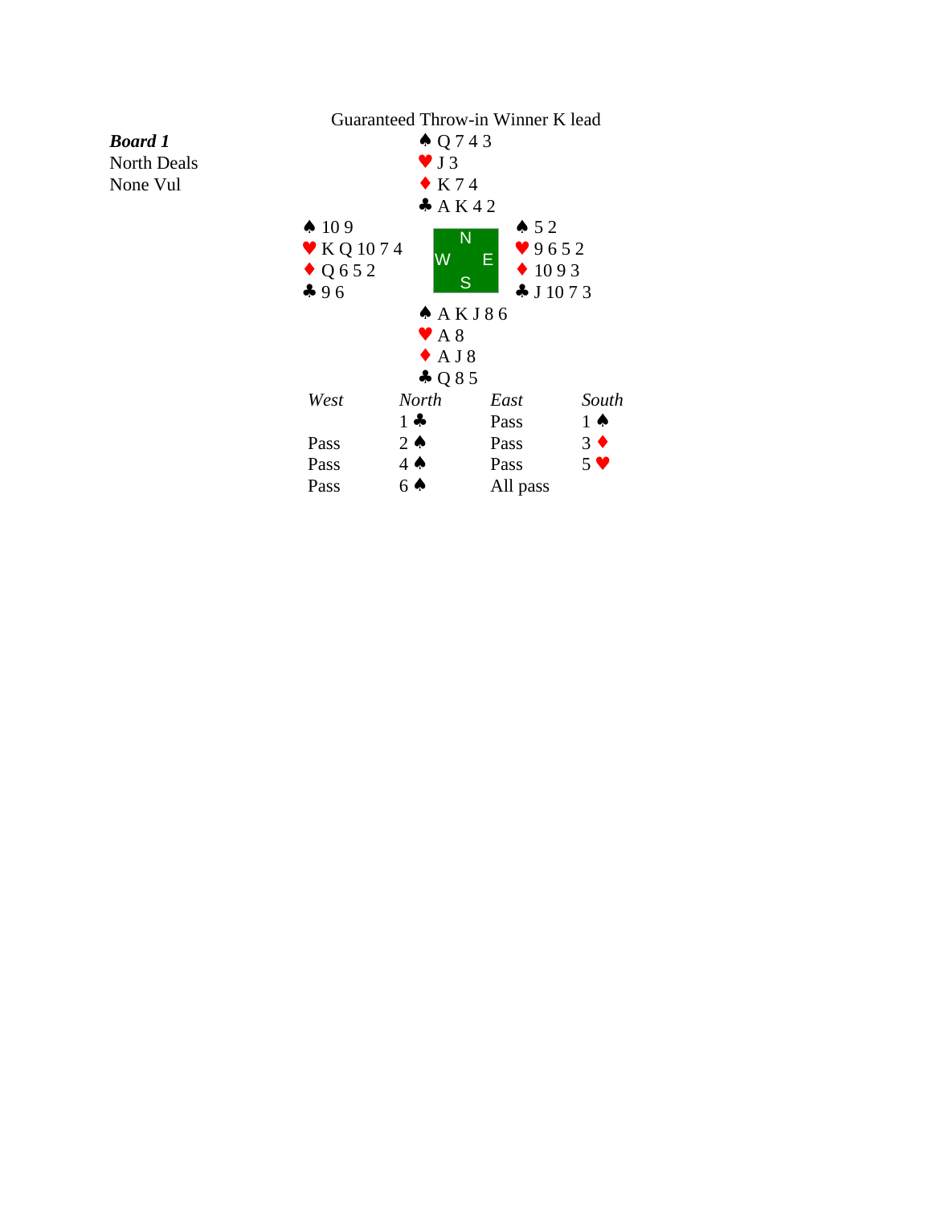Guaranteed Throw-in Winner K lead

***Board 1***
North Deals
None Vul

| | North | |
|---|---|---|
| | ♠ Q 7 4 3<br>♥ J 3<br>♦ K 7 4<br>♣ A K 4 2 | |
| **West**<br>♠ 10 9<br>♥ K Q 10 7 4<br>♦ Q 6 5 2<br>♣ 9 6 | N / W E / S | **East**<br>♠ 5 2<br>♥ 9 6 5 2<br>♦ 10 9 3<br>♣ J 10 7 3 |
| | **South**<br>♠ A K J 8 6<br>♥ A 8<br>♦ A J 8<br>♣ Q 8 5 | |

| *West* | *North* | *East* | *South* |
|---|---|---|---|
| | 1 ♣ | Pass | 1 ♠ |
| Pass | 2 ♠ | Pass | 3 ♦ |
| Pass | 4 ♠ | Pass | 5 ♥ |
| Pass | 6 ♠ | All pass | |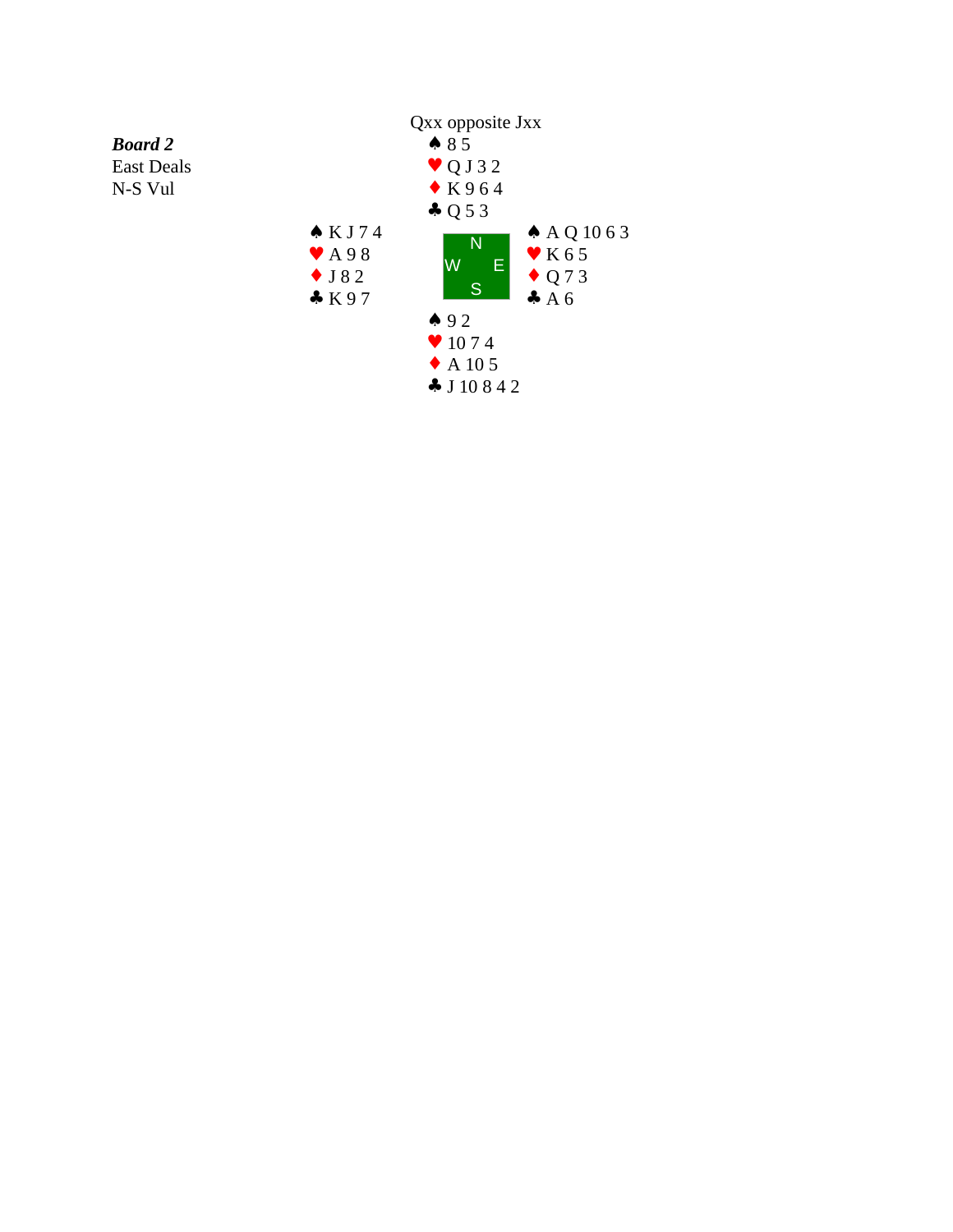**Board 2**
East Deals
N-S Vul

Qxx opposite Jxx

| | North | |
|---|---|---|
| | ♠ 8 5<br>♥ Q J 3 2<br>♦ K 9 6 4<br>♣ Q 5 3 | |
| **West** | | **East** |
| ♠ K J 7 4<br>♥ A 9 8<br>♦ J 8 2<br>♣ K 9 7 | N<br>W E<br>S | ♠ A Q 10 6 3<br>♥ K 6 5<br>♦ Q 7 3<br>♣ A 6 |
| | **South** | |
| | ♠ 9 2<br>♥ 10 7 4<br>♦ A 10 5<br>♣ J 10 8 4 2 | |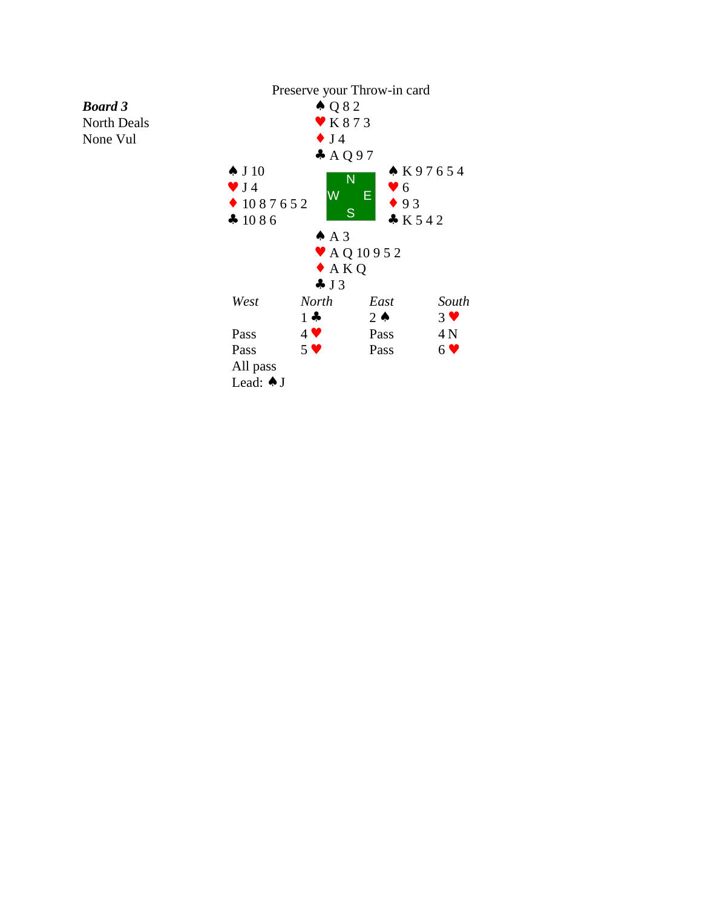Preserve your Throw-in card

***Board 3***
North Deals
None Vul

|  | North |  |
|---|---|---|
|  | ♠ Q 8 2 |  |
|  | ♥ K 8 7 3 |  |
|  | ♦ J 4 |  |
|  | ♣ A Q 9 7 |  |
| **West** |  | **East** |
| ♠ J 10 |  | ♠ K 9 7 6 5 4 |
| ♥ J 4 |  | ♥ 6 |
| ♦ 10 8 7 6 5 2 |  | ♦ 9 3 |
| ♣ 10 8 6 |  | ♣ K 5 4 2 |
|  | **South** |  |
|  | ♠ A 3 |  |
|  | ♥ A Q 10 9 5 2 |  |
|  | ♦ A K Q |  |
|  | ♣ J 3 |  |

| *West* | *North* | *East* | *South* |
|---|---|---|---|
|  | 1 ♣ | 2 ♠ | 3 ♥ |
| Pass | 4 ♥ | Pass | 4 N |
| Pass | 5 ♥ | Pass | 6 ♥ |
| All pass |  |  |  |

Lead: ♠ J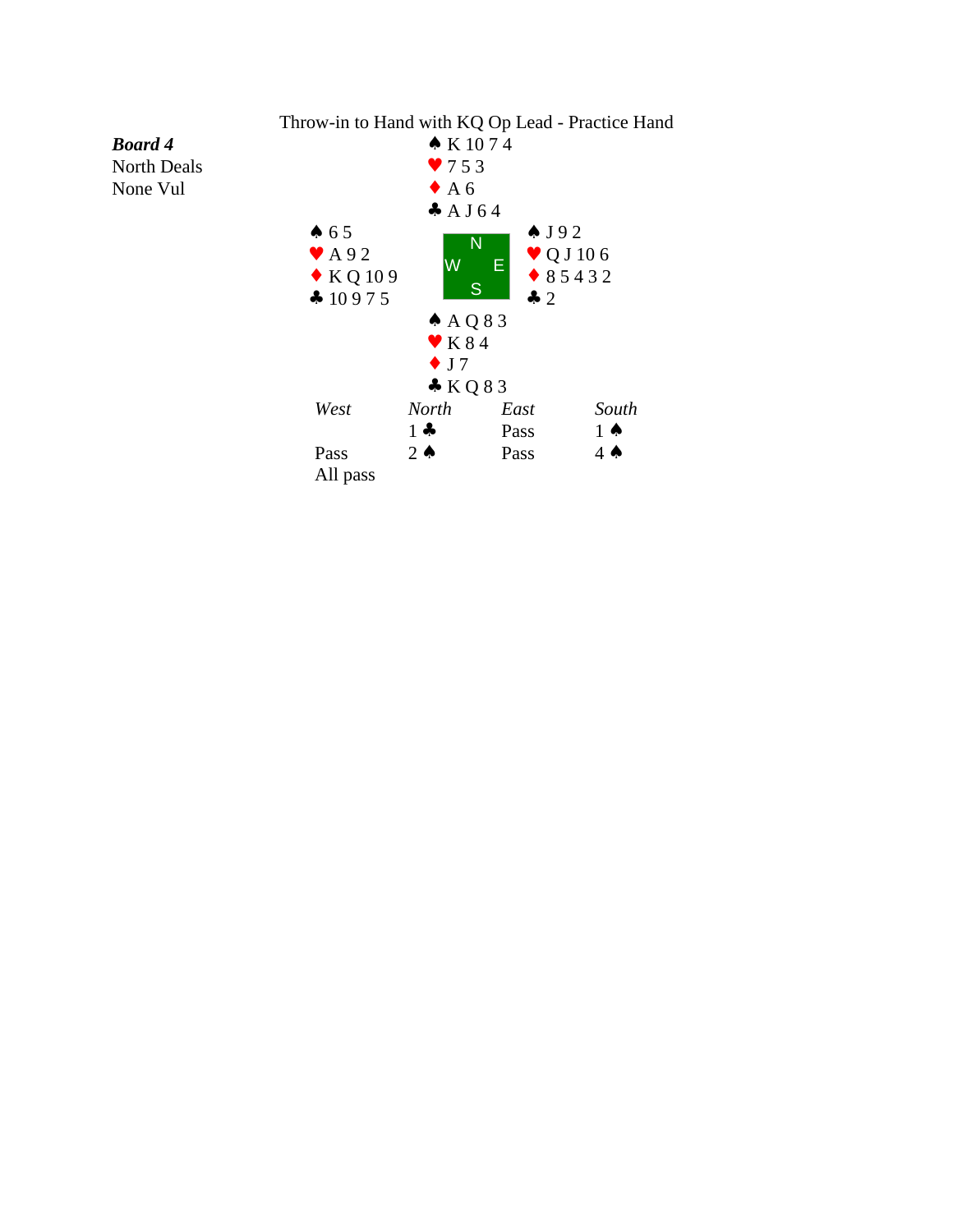# Throw-in to Hand with KQ Op Lead - Practice Hand

***Board 4***
North Deals
None Vul

**North**
♠ K 10 7 4
♥ 7 5 3
♦ A 6
♣ A J 6 4

**West**
♠ 6 5
♥ A 9 2
♦ K Q 10 9
♣ 10 9 7 5

**East**
♠ J 9 2
♥ Q J 10 6
♦ 8 5 4 3 2
♣ 2

**South**
♠ A Q 8 3
♥ K 8 4
♦ J 7
♣ K Q 8 3

| *West* | *North* | *East* | *South* |
|---|---|---|---|
| | 1 ♣ | Pass | 1 ♠ |
| Pass | 2 ♠ | Pass | 4 ♠ |
| All pass | | | |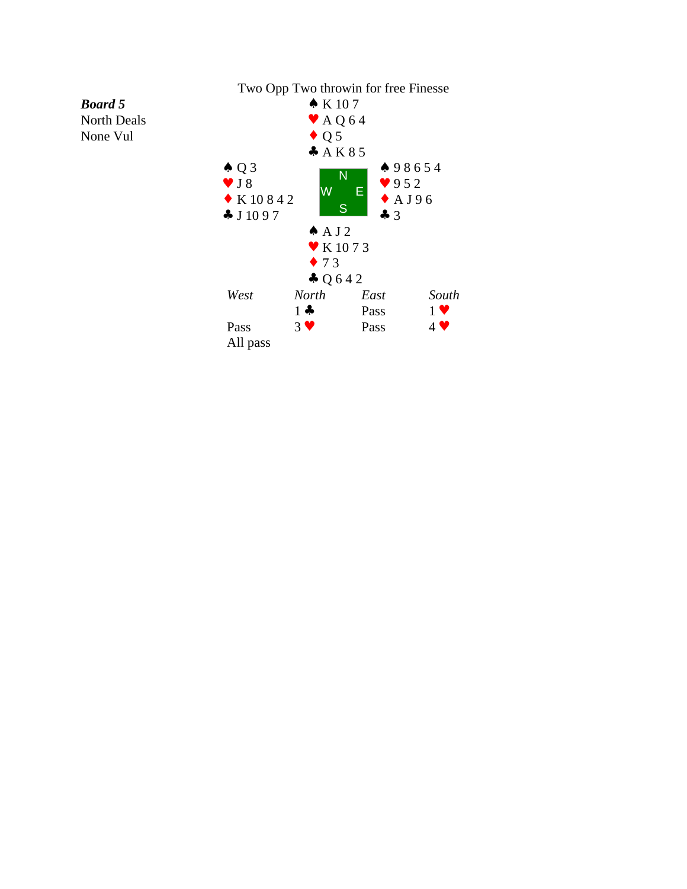Two Opp Two throwin for free Finesse

***Board 5***
North Deals
None Vul

| | North | |
|---|---|---|
| | ♠ K 10 7 | |
| | ♥ A Q 6 4 | |
| | ♦ Q 5 | |
| | ♣ A K 8 5 | |
| **West** | | **East** |
| ♠ Q 3 | | ♠ 9 8 6 5 4 |
| ♥ J 8 | | ♥ 9 5 2 |
| ♦ K 10 8 4 2 | | ♦ A J 9 6 |
| ♣ J 10 9 7 | | ♣ 3 |
| | **South** | |
| | ♠ A J 2 | |
| | ♥ K 10 7 3 | |
| | ♦ 7 3 | |
| | ♣ Q 6 4 2 | |

| *West* | *North* | *East* | *South* |
|---|---|---|---|
| | 1 ♣ | Pass | 1 ♥ |
| Pass | 3 ♥ | Pass | 4 ♥ |
| All pass | | | |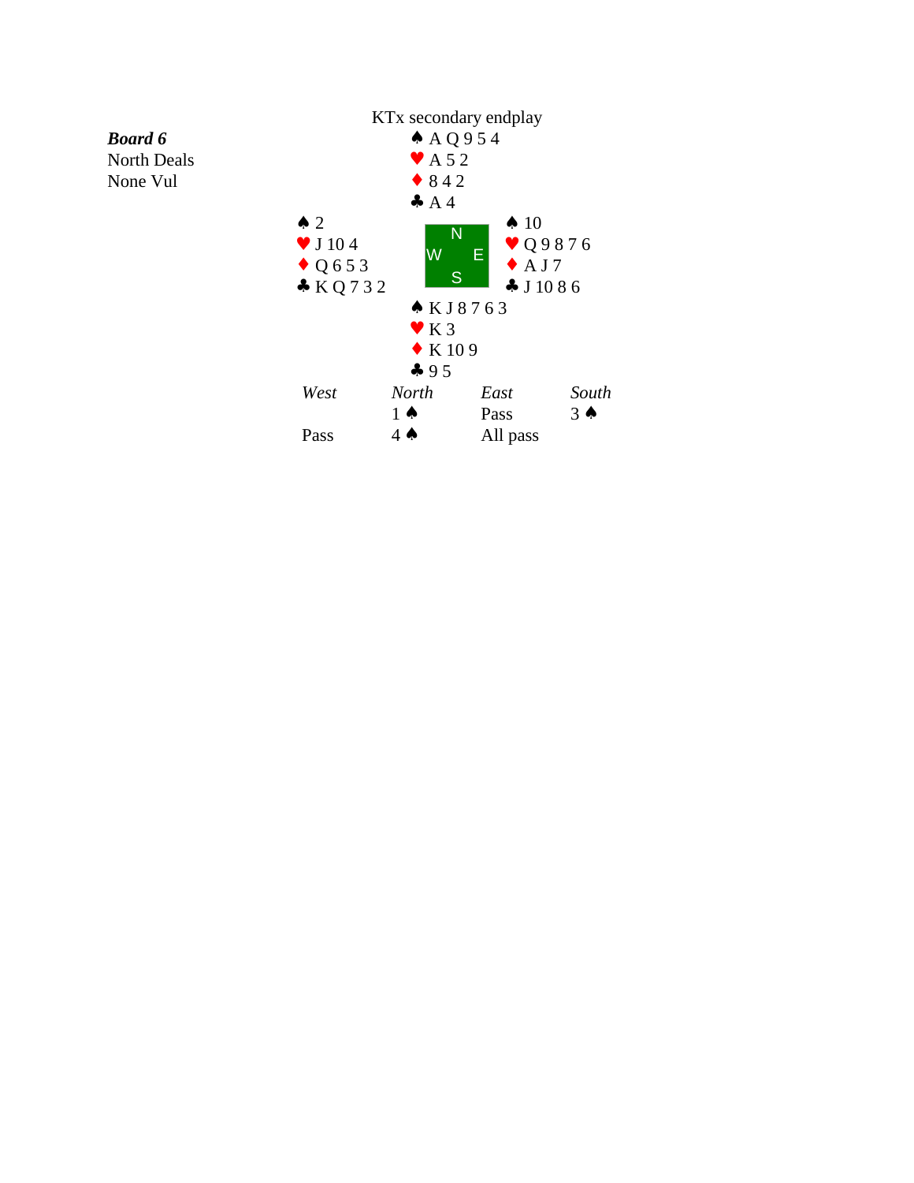KTx secondary endplay

***Board 6***
North Deals
None Vul

**North**
♠ A Q 9 5 4
♥ A 5 2
♦ 8 4 2
♣ A 4

**West**
♠ 2
♥ J 10 4
♦ Q 6 5 3
♣ K Q 7 3 2

**East**
♠ 10
♥ Q 9 8 7 6
♦ A J 7
♣ J 10 8 6

**South**
♠ K J 8 7 6 3
♥ K 3
♦ K 10 9
♣ 9 5

| *West* | *North* | *East* | *South* |
|---|---|---|---|
| | 1 ♠ | Pass | 3 ♠ |
| Pass | 4 ♠ | All pass | |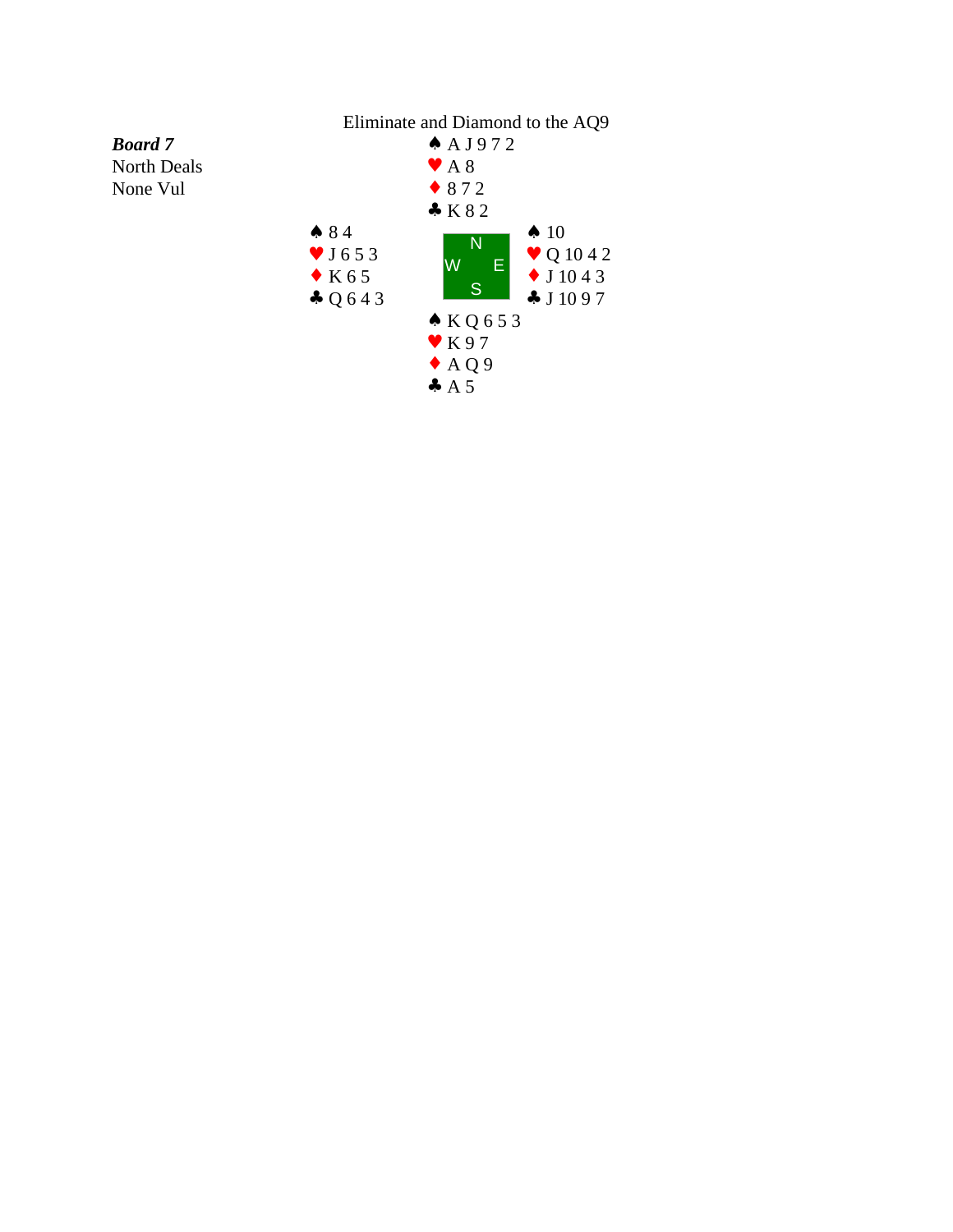Eliminate and Diamond to the AQ9

***Board 7***
North Deals
None Vul

**North**
♠ A J 9 7 2
♥ A 8
♦ 8 7 2
♣ K 8 2

**West**
♠ 8 4
♥ J 6 5 3
♦ K 6 5
♣ Q 6 4 3

**East**
♠ 10
♥ Q 10 4 2
♦ J 10 4 3
♣ J 10 9 7

**South**
♠ K Q 6 5 3
♥ K 9 7
♦ A Q 9
♣ A 5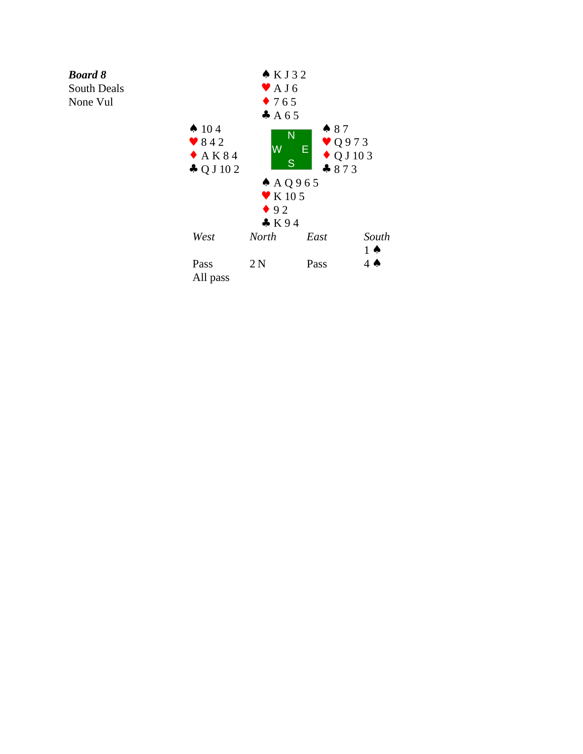***Board 8***
South Deals
None Vul

|  | North |  |
|---|---|---|
|  | ♠ K J 3 2<br>♥ A J 6<br>♦ 7 6 5<br>♣ A 6 5 |  |
| **West**<br>♠ 10 4<br>♥ 8 4 2<br>♦ A K 8 4<br>♣ Q J 10 2 |  | **East**<br>♠ 8 7<br>♥ Q 9 7 3<br>♦ Q J 10 3<br>♣ 8 7 3 |
|  | **South**<br>♠ A Q 9 6 5<br>♥ K 10 5<br>♦ 9 2<br>♣ K 9 4 |  |

| *West* | *North* | *East* | *South* |
|---|---|---|---|
|  |  |  | 1 ♠ |
| Pass | 2 N | Pass | 4 ♠ |
| All pass |  |  |  |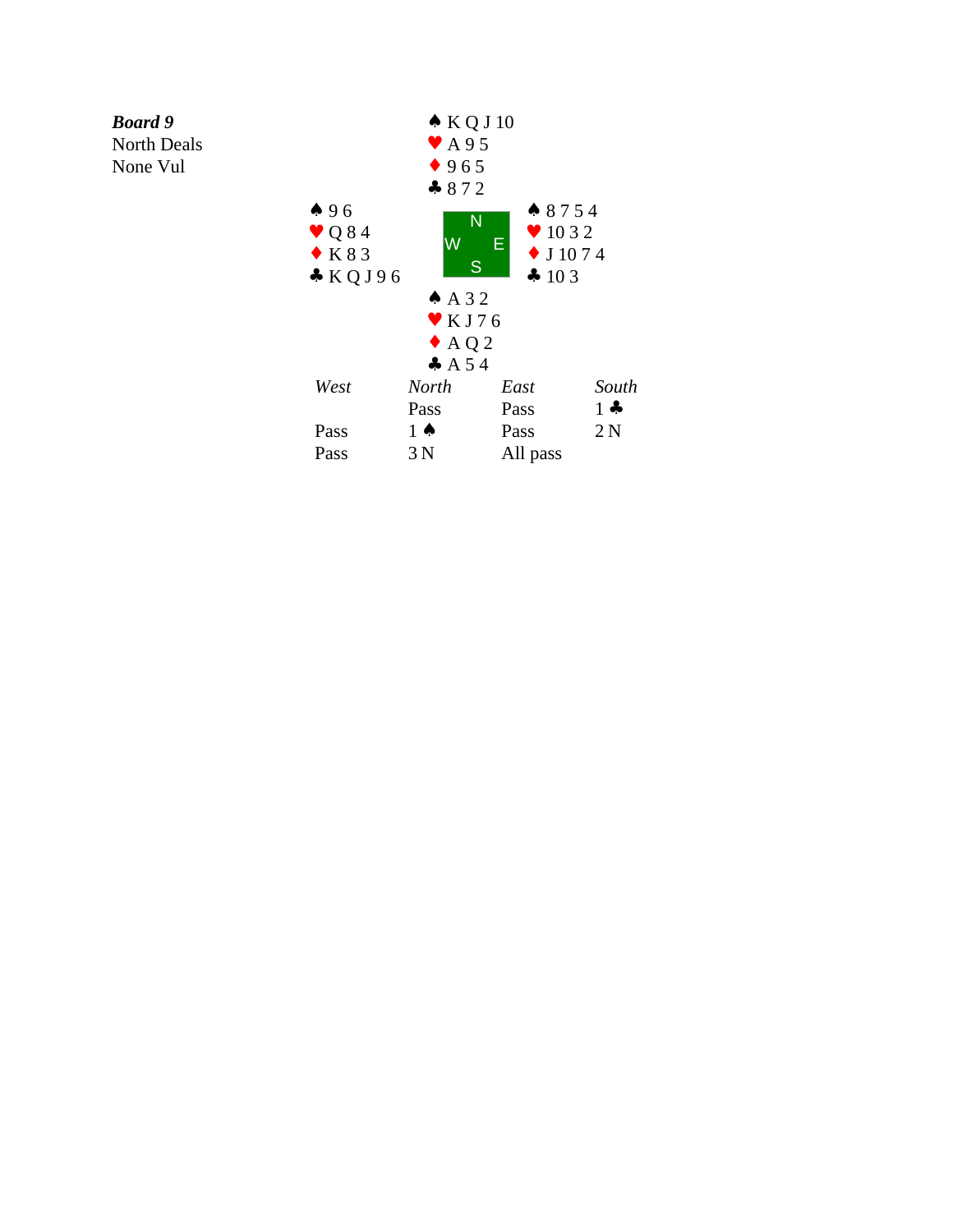***Board 9***
North Deals
None Vul

| | North | |
|---|---|---|
| | ♠ K Q J 10 | |
| | ♥ A 9 5 | |
| | ♦ 9 6 5 | |
| | ♣ 8 7 2 | |
| **West** | | **East** |
| ♠ 9 6 | | ♠ 8 7 5 4 |
| ♥ Q 8 4 | | ♥ 10 3 2 |
| ♦ K 8 3 | | ♦ J 10 7 4 |
| ♣ K Q J 9 6 | | ♣ 10 3 |
| | **South** | |
| | ♠ A 3 2 | |
| | ♥ K J 7 6 | |
| | ♦ A Q 2 | |
| | ♣ A 5 4 | |

| *West* | *North* | *East* | *South* |
|---|---|---|---|
| | Pass | Pass | 1 ♣ |
| Pass | 1 ♠ | Pass | 2 N |
| Pass | 3 N | All pass | |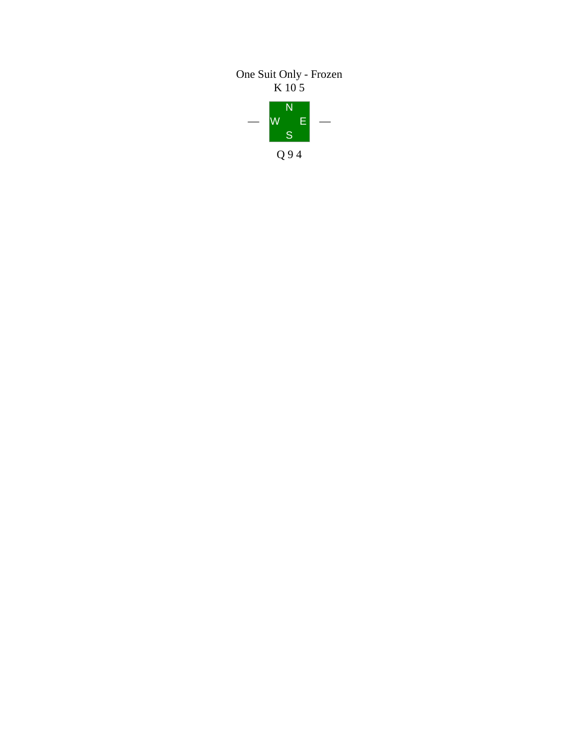One Suit Only - Frozen

K 10 5

— W E —

N S

Q 9 4